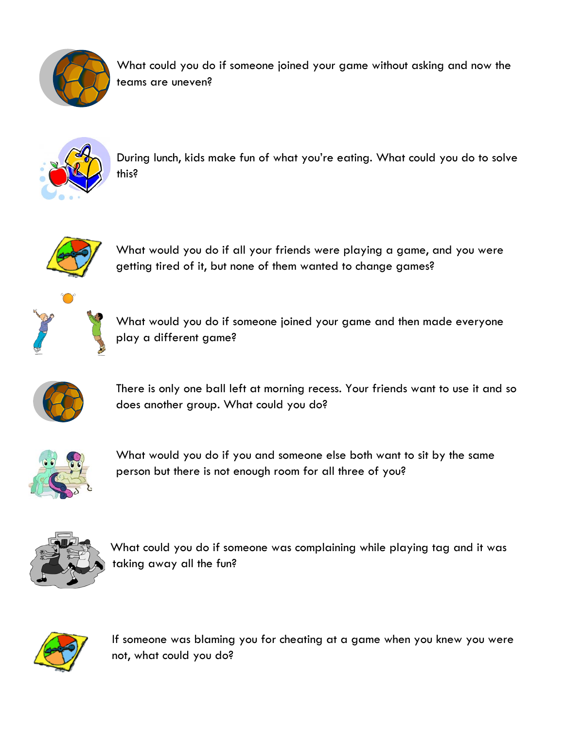What could you do if someone joined your game without asking and now the teams are uneven?

During lunch, kids make fun of what you're eating. What could you do to solve this?

What would you do if all your friends were playing a game, and you were getting tired of it, but none of them wanted to change games?

What would you do if someone joined your game and then made everyone play a different game?

There is only one ball left at morning recess. Your friends want to use it and so does another group. What could you do?

What would you do if you and someone else both want to sit by the same person but there is not enough room for all three of you?

What could you do if someone was complaining while playing tag and it was taking away all the fun?

If someone was blaming you for cheating at a game when you knew you were not, what could you do?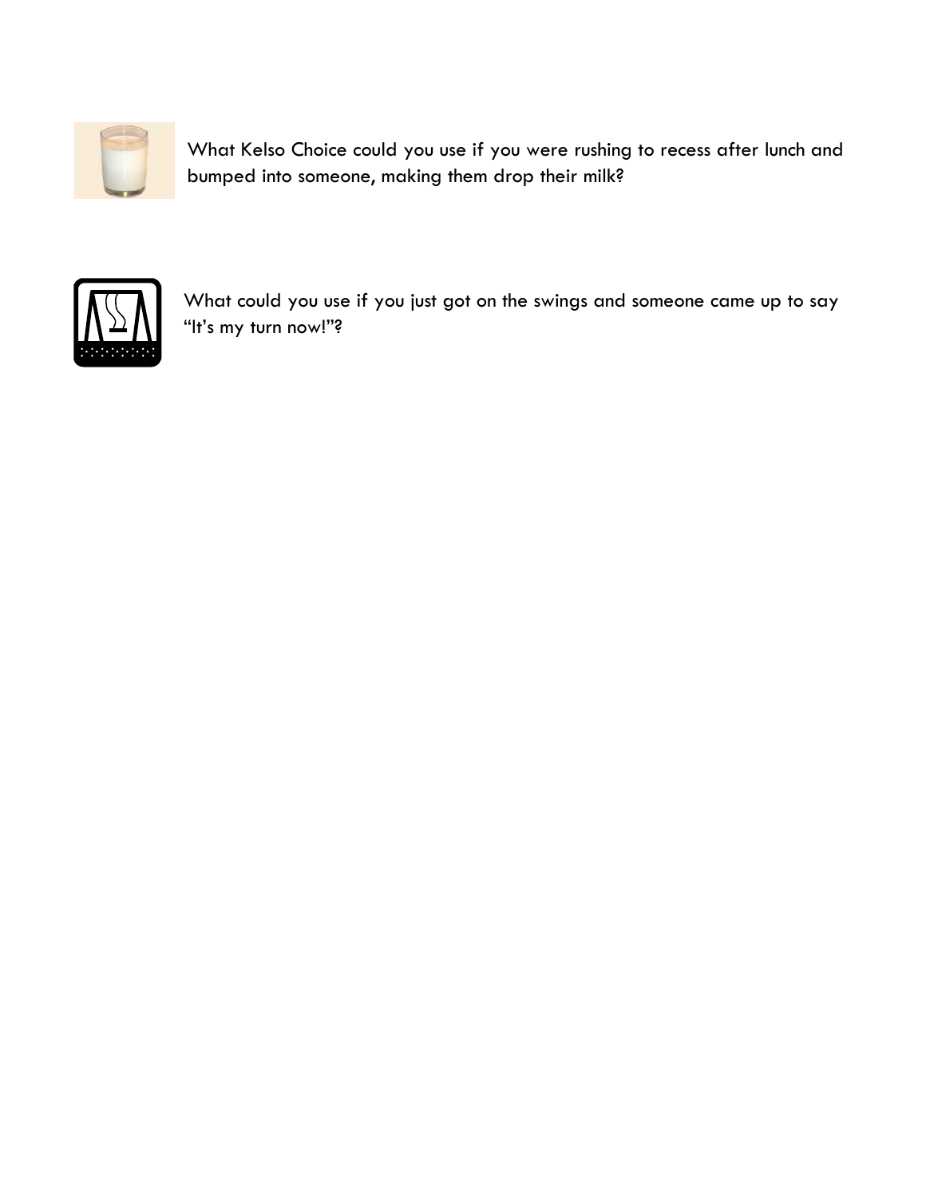What Kelso Choice could you use if you were rushing to recess after lunch and bumped into someone, making them drop their milk?

What could you use if you just got on the swings and someone came up to say "It's my turn now!"?